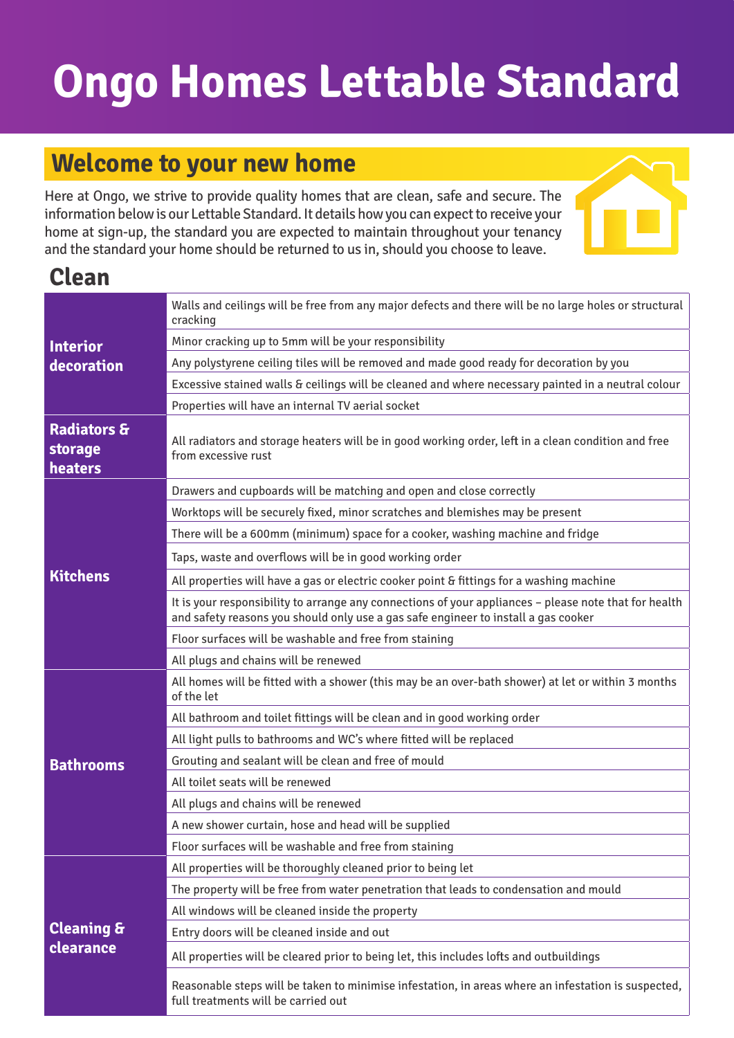# Ongo Homes Lettable Standard

## Welcome to your new home

Here at Ongo, we strive to provide quality homes that are clean, safe and secure. The information below is our Lettable Standard. It details how you can expect to receive your home at sign-up, the standard you are expected to maintain throughout your tenancy and the standard your home should be returned to us in, should you choose to leave.

## Clean

| | |
|---|---|
| **Interior decoration** | Walls and ceilings will be free from any major defects and there will be no large holes or structural cracking |
| | Minor cracking up to 5mm will be your responsibility |
| | Any polystyrene ceiling tiles will be removed and made good ready for decoration by you |
| | Excessive stained walls & ceilings will be cleaned and where necessary painted in a neutral colour |
| | Properties will have an internal TV aerial socket |
| **Radiators & storage heaters** | All radiators and storage heaters will be in good working order, left in a clean condition and free from excessive rust |
| **Kitchens** | Drawers and cupboards will be matching and open and close correctly |
| | Worktops will be securely fixed, minor scratches and blemishes may be present |
| | There will be a 600mm (minimum) space for a cooker, washing machine and fridge |
| | Taps, waste and overflows will be in good working order |
| | All properties will have a gas or electric cooker point & fittings for a washing machine |
| | It is your responsibility to arrange any connections of your appliances – please note that for health and safety reasons you should only use a gas safe engineer to install a gas cooker |
| | Floor surfaces will be washable and free from staining |
| | All plugs and chains will be renewed |
| **Bathrooms** | All homes will be fitted with a shower (this may be an over-bath shower) at let or within 3 months of the let |
| | All bathroom and toilet fittings will be clean and in good working order |
| | All light pulls to bathrooms and WC's where fitted will be replaced |
| | Grouting and sealant will be clean and free of mould |
| | All toilet seats will be renewed |
| | All plugs and chains will be renewed |
| | A new shower curtain, hose and head will be supplied |
| | Floor surfaces will be washable and free from staining |
| **Cleaning & clearance** | All properties will be thoroughly cleaned prior to being let |
| | The property will be free from water penetration that leads to condensation and mould |
| | All windows will be cleaned inside the property |
| | Entry doors will be cleaned inside and out |
| | All properties will be cleared prior to being let, this includes lofts and outbuildings |
| | Reasonable steps will be taken to minimise infestation, in areas where an infestation is suspected, full treatments will be carried out |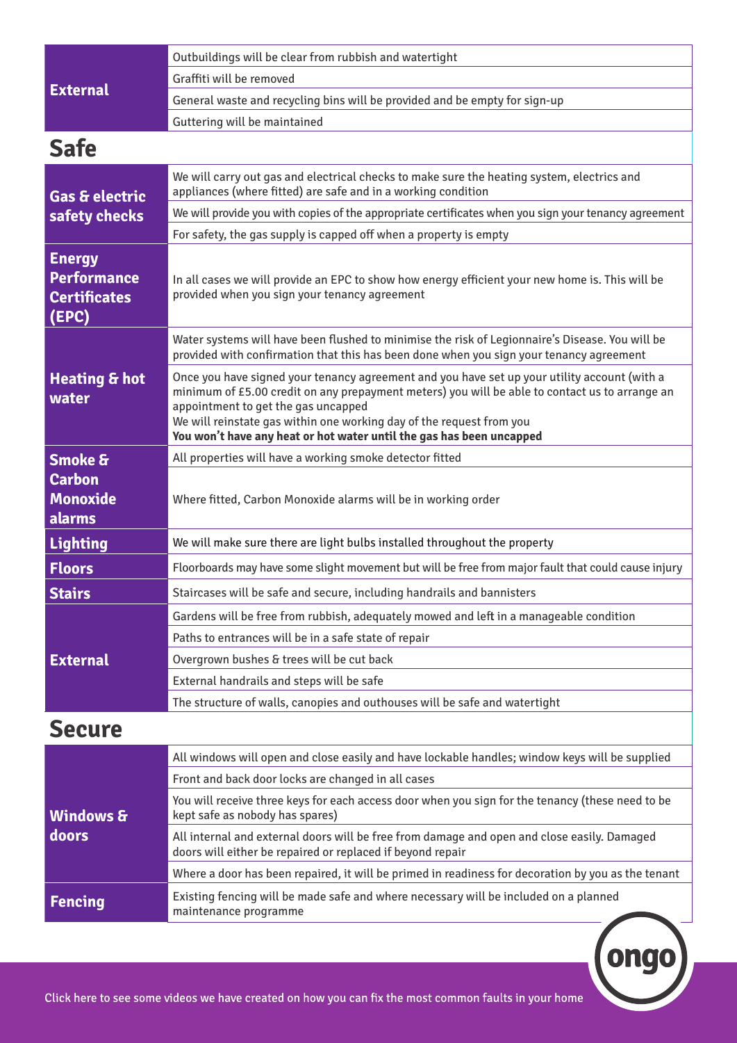| | |
|---|---|
| **External** | Outbuildings will be clear from rubbish and watertight |
| | Graffiti will be removed |
| | General waste and recycling bins will be provided and be empty for sign-up |
| | Guttering will be maintained |

## Safe

| | |
|---|---|
| **Gas & electric safety checks** | We will carry out gas and electrical checks to make sure the heating system, electrics and appliances (where fitted) are safe and in a working condition |
| | We will provide you with copies of the appropriate certificates when you sign your tenancy agreement |
| | For safety, the gas supply is capped off when a property is empty |
| **Energy Performance Certificates (EPC)** | In all cases we will provide an EPC to show how energy efficient your new home is. This will be provided when you sign your tenancy agreement |
| **Heating & hot water** | Water systems will have been flushed to minimise the risk of Legionnaire's Disease. You will be provided with confirmation that this has been done when you sign your tenancy agreement |
| | Once you have signed your tenancy agreement and you have set up your utility account (with a minimum of £5.00 credit on any prepayment meters) you will be able to contact us to arrange an appointment to get the gas uncapped<br>We will reinstate gas within one working day of the request from you<br>**You won't have any heat or hot water until the gas has been uncapped** |
| **Smoke & Carbon Monoxide alarms** | All properties will have a working smoke detector fitted |
| | Where fitted, Carbon Monoxide alarms will be in working order |
| **Lighting** | We will make sure there are light bulbs installed throughout the property |
| **Floors** | Floorboards may have some slight movement but will be free from major fault that could cause injury |
| **Stairs** | Staircases will be safe and secure, including handrails and bannisters |
| **External** | Gardens will be free from rubbish, adequately mowed and left in a manageable condition |
| | Paths to entrances will be in a safe state of repair |
| | Overgrown bushes & trees will be cut back |
| | External handrails and steps will be safe |
| | The structure of walls, canopies and outhouses will be safe and watertight |

## Secure

| | |
|---|---|
| **Windows & doors** | All windows will open and close easily and have lockable handles; window keys will be supplied |
| | Front and back door locks are changed in all cases |
| | You will receive three keys for each access door when you sign for the tenancy (these need to be kept safe as nobody has spares) |
| | All internal and external doors will be free from damage and open and close easily. Damaged doors will either be repaired or replaced if beyond repair |
| | Where a door has been repaired, it will be primed in readiness for decoration by you as the tenant |
| **Fencing** | Existing fencing will be made safe and where necessary will be included on a planned maintenance programme |

Click here to see some videos we have created on how you can fix the most common faults in your home

ongo